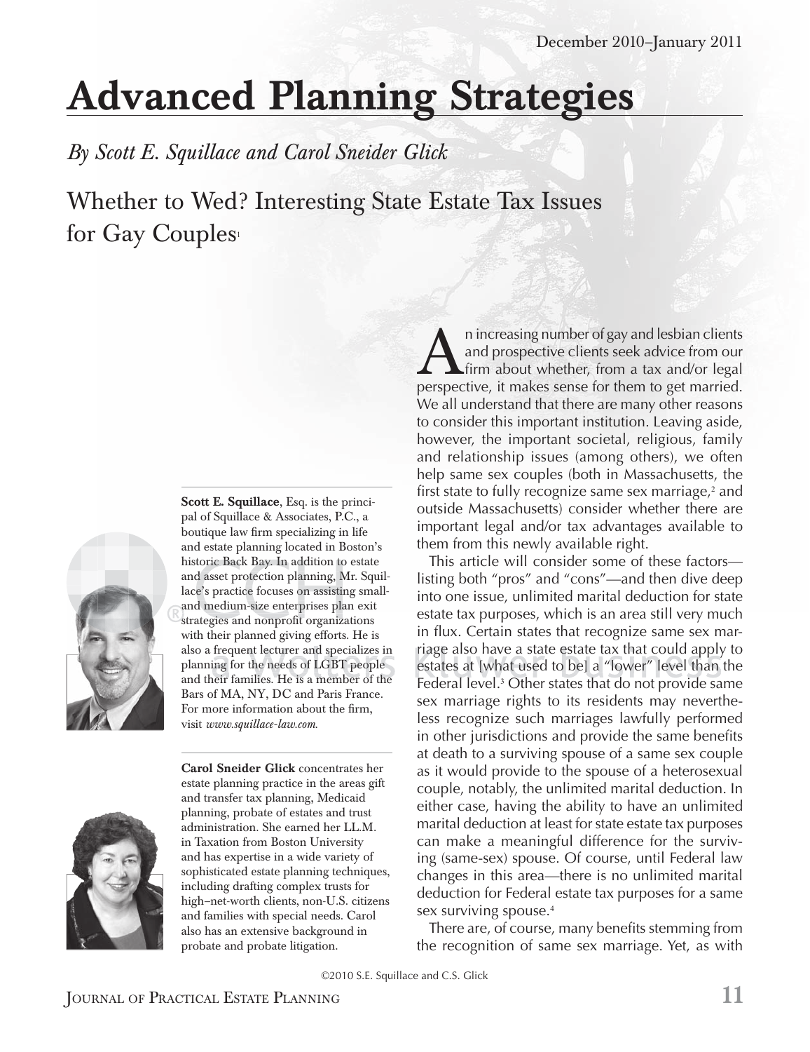# Advanced Planning Strategies

*By Scott E. Squillace and Carol Sneider Glick*

## Whether to Wed? Interesting State Estate Tax Issues for Gay Couples[1]

**Scott E. Squillace**, Esq. is the principal of Squillace & Associates, P.C., a boutique law firm specializing in life and estate planning located in Boston's historic Back Bay. In addition to estate and asset protection planning, Mr. Squillace's practice focuses on assisting small- and medium-size enterprises plan exit strategies and nonprofit organizations with their planned giving efforts. He is also a frequent lecturer and specializes in planning for the needs of LGBT people and their families. He is a member of the Bars of MA, NY, DC and Paris France. For more information about the firm, visit *www.squillace-law.com.*

**Carol Sneider Glick** concentrates her estate planning practice in the areas gift and transfer tax planning, Medicaid planning, probate of estates and trust administration. She earned her LL.M. in Taxation from Boston University and has expertise in a wide variety of sophisticated estate planning techniques, including drafting complex trusts for high–net-worth clients, non-U.S. citizens and families with special needs. Carol also has an extensive background in probate and probate litigation.

An increasing number of gay and lesbian clients and prospective clients seek advice from our firm about whether, from a tax and/or legal perspective, it makes sense for them to get married. We all understand that there are many other reasons to consider this important institution. Leaving aside, however, the important societal, religious, family and relationship issues (among others), we often help same sex couples (both in Massachusetts, the first state to fully recognize same sex marriage,[2] and outside Massachusetts) consider whether there are important legal and/or tax advantages available to them from this newly available right.

This article will consider some of these factors—listing both "pros" and "cons"—and then dive deep into one issue, unlimited marital deduction for state estate tax purposes, which is an area still very much in flux. Certain states that recognize same sex marriage also have a state estate tax that could apply to estates at [what used to be] a "lower" level than the Federal level.[3] Other states that do not provide same sex marriage rights to its residents may nevertheless recognize such marriages lawfully performed in other jurisdictions and provide the same benefits at death to a surviving spouse of a same sex couple as it would provide to the spouse of a heterosexual couple, notably, the unlimited marital deduction. In either case, having the ability to have an unlimited marital deduction at least for state estate tax purposes can make a meaningful difference for the surviving (same-sex) spouse. Of course, until Federal law changes in this area—there is no unlimited marital deduction for Federal estate tax purposes for a same sex surviving spouse.[4]

There are, of course, many benefits stemming from the recognition of same sex marriage. Yet, as with

©2010 S.E. Squillace and C.S. Glick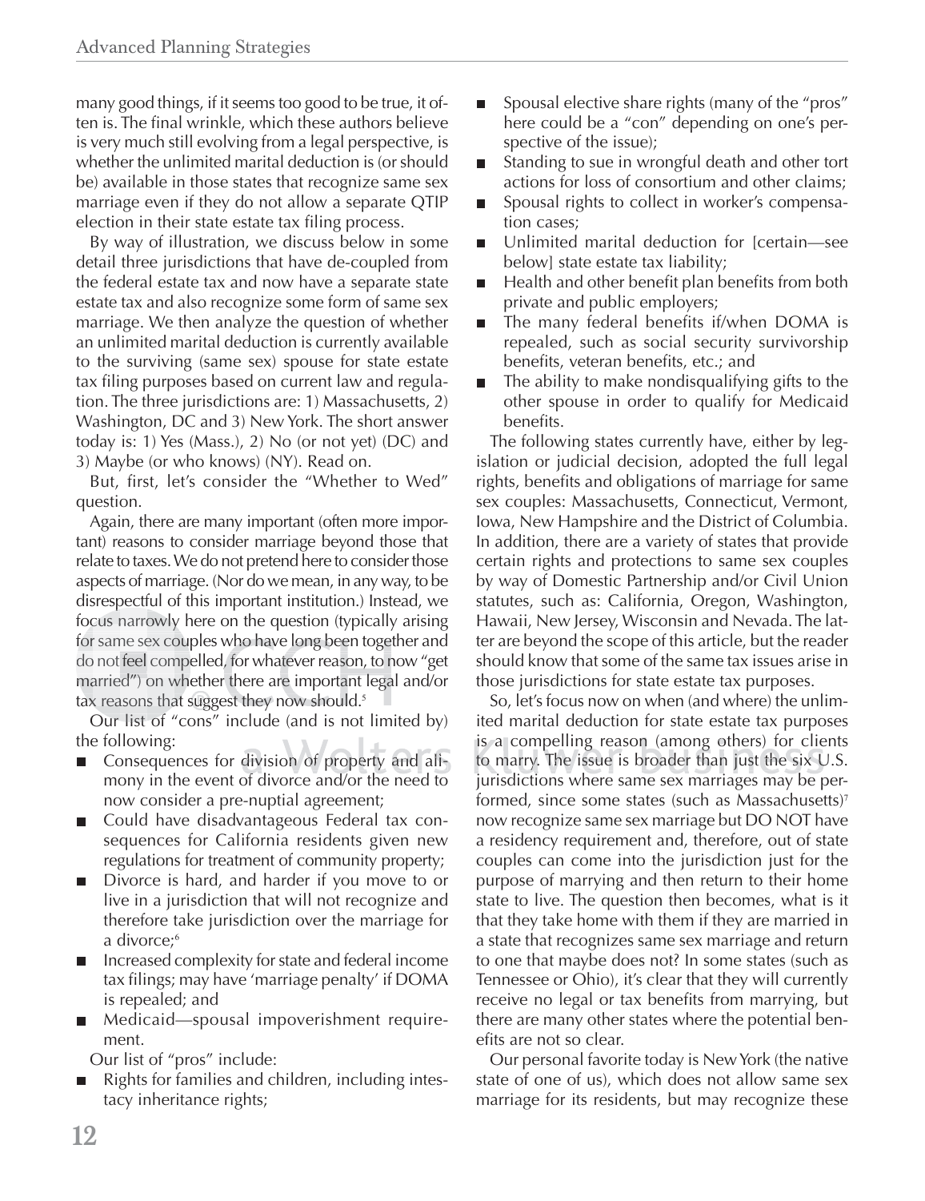many good things, if it seems too good to be true, it often is. The final wrinkle, which these authors believe is very much still evolving from a legal perspective, is whether the unlimited marital deduction is (or should be) available in those states that recognize same sex marriage even if they do not allow a separate QTIP election in their state estate tax filing process.

By way of illustration, we discuss below in some detail three jurisdictions that have de-coupled from the federal estate tax and now have a separate state estate tax and also recognize some form of same sex marriage. We then analyze the question of whether an unlimited marital deduction is currently available to the surviving (same sex) spouse for state estate tax filing purposes based on current law and regulation. The three jurisdictions are: 1) Massachusetts, 2) Washington, DC and 3) New York. The short answer today is: 1) Yes (Mass.), 2) No (or not yet) (DC) and 3) Maybe (or who knows) (NY). Read on.

But, first, let's consider the "Whether to Wed" question.

Again, there are many important (often more important) reasons to consider marriage beyond those that relate to taxes. We do not pretend here to consider those aspects of marriage. (Nor do we mean, in any way, to be disrespectful of this important institution.) Instead, we focus narrowly here on the question (typically arising for same sex couples who have long been together and do not feel compelled, for whatever reason, to now "get married") on whether there are important legal and/or tax reasons that suggest they now should.[5]

Our list of "cons" include (and is not limited by) the following:

- Consequences for division of property and alimony in the event of divorce and/or the need to now consider a pre-nuptial agreement;
- Could have disadvantageous Federal tax consequences for California residents given new regulations for treatment of community property;
- Divorce is hard, and harder if you move to or live in a jurisdiction that will not recognize and therefore take jurisdiction over the marriage for a divorce;[6]
- Increased complexity for state and federal income tax filings; may have 'marriage penalty' if DOMA is repealed; and
- Medicaid—spousal impoverishment requirement.

Our list of "pros" include:

- Rights for families and children, including intestacy inheritance rights;
- Spousal elective share rights (many of the "pros" here could be a "con" depending on one's perspective of the issue);
- Standing to sue in wrongful death and other tort actions for loss of consortium and other claims;
- Spousal rights to collect in worker's compensation cases;
- Unlimited marital deduction for [certain—see below] state estate tax liability;
- Health and other benefit plan benefits from both private and public employers;
- The many federal benefits if/when DOMA is repealed, such as social security survivorship benefits, veteran benefits, etc.; and
- The ability to make nondisqualifying gifts to the other spouse in order to qualify for Medicaid benefits.

The following states currently have, either by legislation or judicial decision, adopted the full legal rights, benefits and obligations of marriage for same sex couples: Massachusetts, Connecticut, Vermont, Iowa, New Hampshire and the District of Columbia. In addition, there are a variety of states that provide certain rights and protections to same sex couples by way of Domestic Partnership and/or Civil Union statutes, such as: California, Oregon, Washington, Hawaii, New Jersey, Wisconsin and Nevada. The latter are beyond the scope of this article, but the reader should know that some of the same tax issues arise in those jurisdictions for state estate tax purposes.

So, let's focus now on when (and where) the unlimited marital deduction for state estate tax purposes is a compelling reason (among others) for clients to marry. The issue is broader than just the six U.S. jurisdictions where same sex marriages may be performed, since some states (such as Massachusetts)[7] now recognize same sex marriage but DO NOT have a residency requirement and, therefore, out of state couples can come into the jurisdiction just for the purpose of marrying and then return to their home state to live. The question then becomes, what is it that they take home with them if they are married in a state that recognizes same sex marriage and return to one that maybe does not? In some states (such as Tennessee or Ohio), it's clear that they will currently receive no legal or tax benefits from marrying, but there are many other states where the potential benefits are not so clear.

Our personal favorite today is New York (the native state of one of us), which does not allow same sex marriage for its residents, but may recognize these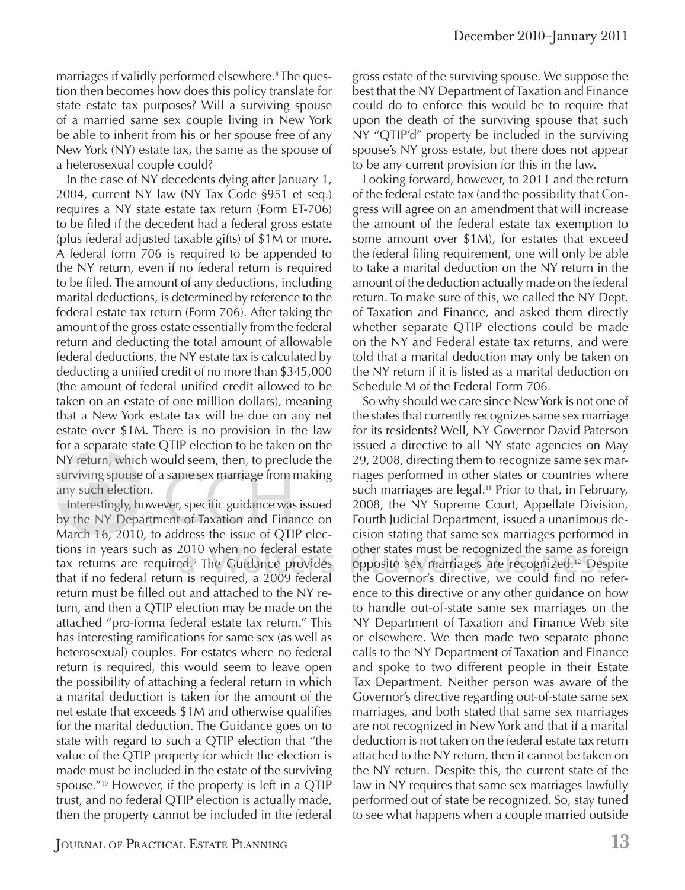marriages if validly performed elsewhere.[8] The question then becomes how does this policy translate for state estate tax purposes? Will a surviving spouse of a married same sex couple living in New York be able to inherit from his or her spouse free of any New York (NY) estate tax, the same as the spouse of a heterosexual couple could?

In the case of NY decedents dying after January 1, 2004, current NY law (NY Tax Code §951 et seq.) requires a NY state estate tax return (Form ET-706) to be filed if the decedent had a federal gross estate (plus federal adjusted taxable gifts) of $1M or more. A federal form 706 is required to be appended to the NY return, even if no federal return is required to be filed. The amount of any deductions, including marital deductions, is determined by reference to the federal estate tax return (Form 706). After taking the amount of the gross estate essentially from the federal return and deducting the total amount of allowable federal deductions, the NY estate tax is calculated by deducting a unified credit of no more than $345,000 (the amount of federal unified credit allowed to be taken on an estate of one million dollars), meaning that a New York estate tax will be due on any net estate over $1M. There is no provision in the law for a separate state QTIP election to be taken on the NY return, which would seem, then, to preclude the surviving spouse of a same sex marriage from making any such election.

Interestingly, however, specific guidance was issued by the NY Department of Taxation and Finance on March 16, 2010, to address the issue of QTIP elections in years such as 2010 when no federal estate tax returns are required.[9] The Guidance provides that if no federal return is required, a 2009 federal return must be filled out and attached to the NY return, and then a QTIP election may be made on the attached "pro-forma federal estate tax return." This has interesting ramifications for same sex (as well as heterosexual) couples. For estates where no federal return is required, this would seem to leave open the possibility of attaching a federal return in which a marital deduction is taken for the amount of the net estate that exceeds $1M and otherwise qualifies for the marital deduction. The Guidance goes on to state with regard to such a QTIP election that "the value of the QTIP property for which the election is made must be included in the estate of the surviving spouse."[10] However, if the property is left in a QTIP trust, and no federal QTIP election is actually made, then the property cannot be included in the federal gross estate of the surviving spouse. We suppose the best that the NY Department of Taxation and Finance could do to enforce this would be to require that upon the death of the surviving spouse that such NY "QTIP'd" property be included in the surviving spouse's NY gross estate, but there does not appear to be any current provision for this in the law.

Looking forward, however, to 2011 and the return of the federal estate tax (and the possibility that Congress will agree on an amendment that will increase the amount of the federal estate tax exemption to some amount over $1M), for estates that exceed the federal filing requirement, one will only be able to take a marital deduction on the NY return in the amount of the deduction actually made on the federal return. To make sure of this, we called the NY Dept. of Taxation and Finance, and asked them directly whether separate QTIP elections could be made on the NY and Federal estate tax returns, and were told that a marital deduction may only be taken on the NY return if it is listed as a marital deduction on Schedule M of the Federal Form 706.

So why should we care since New York is not one of the states that currently recognizes same sex marriage for its residents? Well, NY Governor David Paterson issued a directive to all NY state agencies on May 29, 2008, directing them to recognize same sex marriages performed in other states or countries where such marriages are legal.[11] Prior to that, in February, 2008, the NY Supreme Court, Appellate Division, Fourth Judicial Department, issued a unanimous decision stating that same sex marriages performed in other states must be recognized the same as foreign opposite sex marriages are recognized.[12] Despite the Governor's directive, we could find no reference to this directive or any other guidance on how to handle out-of-state same sex marriages on the NY Department of Taxation and Finance Web site or elsewhere. We then made two separate phone calls to the NY Department of Taxation and Finance and spoke to two different people in their Estate Tax Department. Neither person was aware of the Governor's directive regarding out-of-state same sex marriages, and both stated that same sex marriages are not recognized in New York and that if a marital deduction is not taken on the federal estate tax return attached to the NY return, then it cannot be taken on the NY return. Despite this, the current state of the law in NY requires that same sex marriages lawfully performed out of state be recognized. So, stay tuned to see what happens when a couple married outside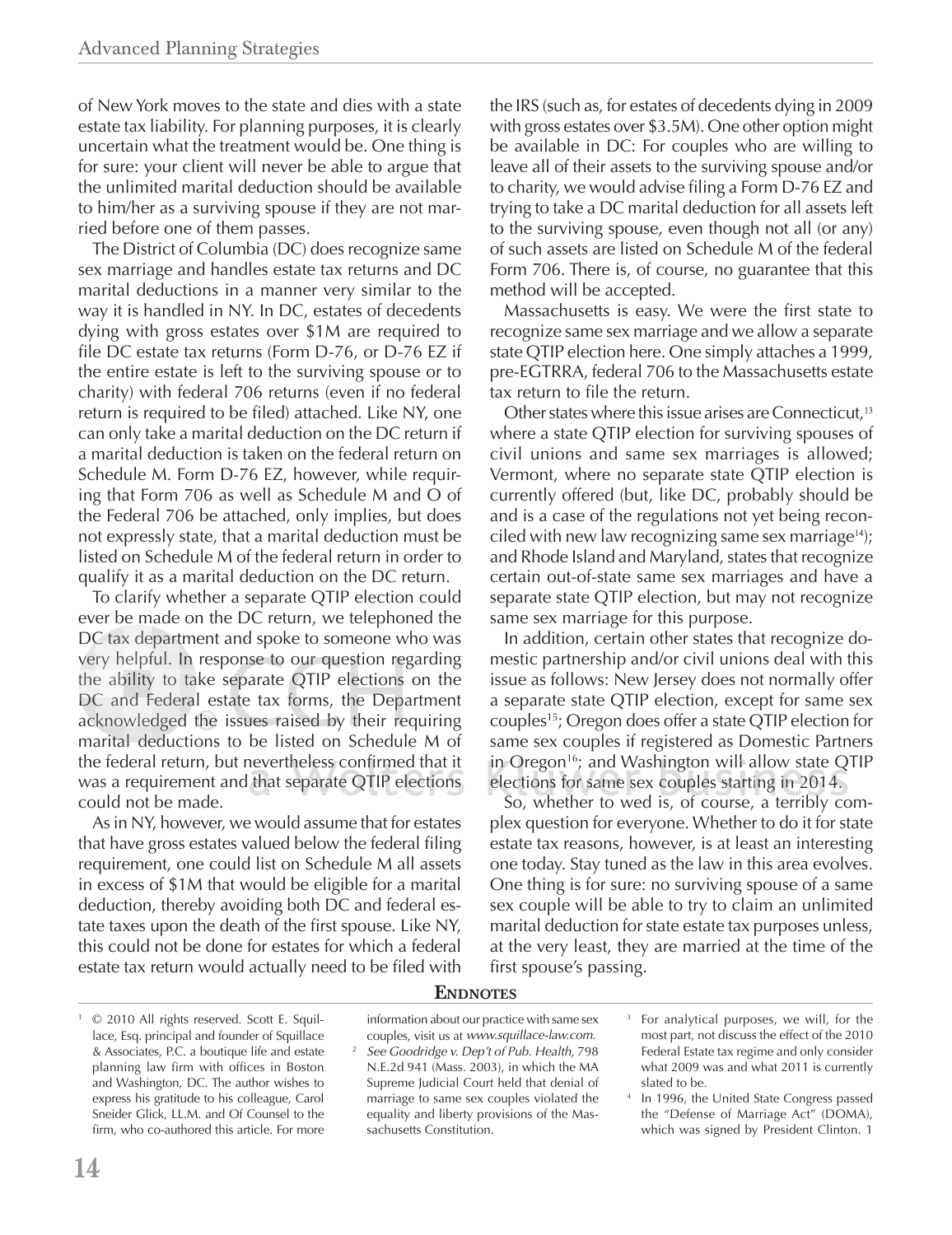of New York moves to the state and dies with a state estate tax liability. For planning purposes, it is clearly uncertain what the treatment would be. One thing is for sure: your client will never be able to argue that the unlimited marital deduction should be available to him/her as a surviving spouse if they are not married before one of them passes.

The District of Columbia (DC) does recognize same sex marriage and handles estate tax returns and DC marital deductions in a manner very similar to the way it is handled in NY. In DC, estates of decedents dying with gross estates over $1M are required to file DC estate tax returns (Form D-76, or D-76 EZ if the entire estate is left to the surviving spouse or to charity) with federal 706 returns (even if no federal return is required to be filed) attached. Like NY, one can only take a marital deduction on the DC return if a marital deduction is taken on the federal return on Schedule M. Form D-76 EZ, however, while requiring that Form 706 as well as Schedule M and O of the Federal 706 be attached, only implies, but does not expressly state, that a marital deduction must be listed on Schedule M of the federal return in order to qualify it as a marital deduction on the DC return.

To clarify whether a separate QTIP election could ever be made on the DC return, we telephoned the DC tax department and spoke to someone who was very helpful. In response to our question regarding the ability to take separate QTIP elections on the DC and Federal estate tax forms, the Department acknowledged the issues raised by their requiring marital deductions to be listed on Schedule M of the federal return, but nevertheless confirmed that it was a requirement and that separate QTIP elections could not be made.

As in NY, however, we would assume that for estates that have gross estates valued below the federal filing requirement, one could list on Schedule M all assets in excess of $1M that would be eligible for a marital deduction, thereby avoiding both DC and federal estate taxes upon the death of the first spouse. Like NY, this could not be done for estates for which a federal estate tax return would actually need to be filed with the IRS (such as, for estates of decedents dying in 2009 with gross estates over $3.5M). One other option might be available in DC: For couples who are willing to leave all of their assets to the surviving spouse and/or to charity, we would advise filing a Form D-76 EZ and trying to take a DC marital deduction for all assets left to the surviving spouse, even though not all (or any) of such assets are listed on Schedule M of the federal Form 706. There is, of course, no guarantee that this method will be accepted.

Massachusetts is easy. We were the first state to recognize same sex marriage and we allow a separate state QTIP election here. One simply attaches a 1999, pre-EGTRRA, federal 706 to the Massachusetts estate tax return to file the return.

Other states where this issue arises are Connecticut,[13] where a state QTIP election for surviving spouses of civil unions and same sex marriages is allowed; Vermont, where no separate state QTIP election is currently offered (but, like DC, probably should be and is a case of the regulations not yet being reconciled with new law recognizing same sex marriage[14]); and Rhode Island and Maryland, states that recognize certain out-of-state same sex marriages and have a separate state QTIP election, but may not recognize same sex marriage for this purpose.

In addition, certain other states that recognize domestic partnership and/or civil unions deal with this issue as follows: New Jersey does not normally offer a separate state QTIP election, except for same sex couples[15]; Oregon does offer a state QTIP election for same sex couples if registered as Domestic Partners in Oregon[16]; and Washington will allow state QTIP elections for same sex couples starting in 2014.

So, whether to wed is, of course, a terribly complex question for everyone. Whether to do it for state estate tax reasons, however, is at least an interesting one today. Stay tuned as the law in this area evolves. One thing is for sure: no surviving spouse of a same sex couple will be able to try to claim an unlimited marital deduction for state estate tax purposes unless, at the very least, they are married at the time of the first spouse's passing.

## Endnotes

[1] © 2010 All rights reserved. Scott E. Squillace, Esq. principal and founder of Squillace & Associates, P.C. a boutique life and estate planning law firm with offices in Boston and Washington, DC. The author wishes to express his gratitude to his colleague, Carol Sneider Glick, LL.M. and Of Counsel to the firm, who co-authored this article. For more information about our practice with same sex couples, visit us at *www.squillace-law.com*.

[2] *See Goodridge v. Dep't of Pub. Health*, 798 N.E.2d 941 (Mass. 2003), in which the MA Supreme Judicial Court held that denial of marriage to same sex couples violated the equality and liberty provisions of the Massachusetts Constitution.

[3] For analytical purposes, we will, for the most part, not discuss the effect of the 2010 Federal Estate tax regime and only consider what 2009 was and what 2011 is currently slated to be.

[4] In 1996, the United State Congress passed the "Defense of Marriage Act" (DOMA), which was signed by President Clinton. 1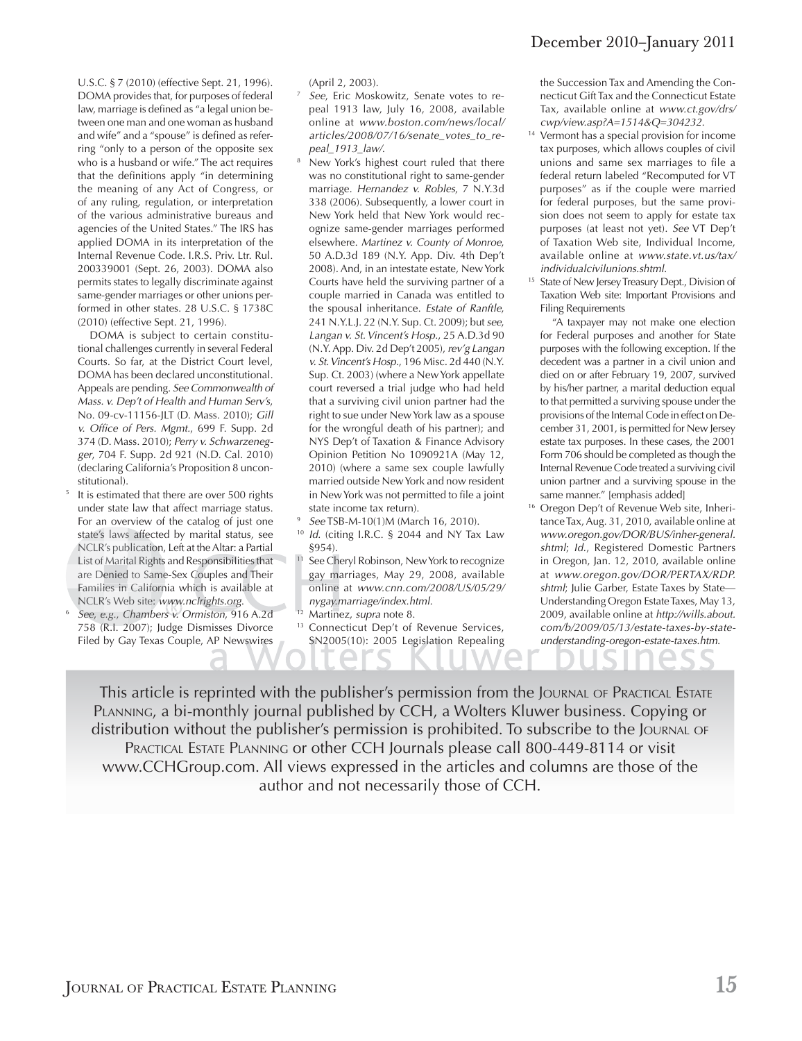U.S.C. § 7 (2010) (effective Sept. 21, 1996). DOMA provides that, for purposes of federal law, marriage is defined as "a legal union between one man and one woman as husband and wife" and a "spouse" is defined as referring "only to a person of the opposite sex who is a husband or wife." The act requires that the definitions apply "in determining the meaning of any Act of Congress, or of any ruling, regulation, or interpretation of the various administrative bureaus and agencies of the United States." The IRS has applied DOMA in its interpretation of the Internal Revenue Code. I.R.S. Priv. Ltr. Rul. 200339001 (Sept. 26, 2003). DOMA also permits states to legally discriminate against same-gender marriages or other unions performed in other states. 28 U.S.C. § 1738C (2010) (effective Sept. 21, 1996).

DOMA is subject to certain constitutional challenges currently in several Federal Courts. So far, at the District Court level, DOMA has been declared unconstitutional. Appeals are pending. *See Commonwealth of Mass. v. Dep't of Health and Human Serv's*, No. 09-cv-11156-JLT (D. Mass. 2010); *Gill v. Office of Pers. Mgmt.*, 699 F. Supp. 2d 374 (D. Mass. 2010); *Perry v. Schwarzenegger*, 704 F. Supp. 2d 921 (N.D. Cal. 2010) (declaring California's Proposition 8 unconstitutional).

[5] It is estimated that there are over 500 rights under state law that affect marriage status. For an overview of the catalog of just one state's laws affected by marital status, see NCLR's publication, Left at the Altar: a Partial List of Marital Rights and Responsibilities that are Denied to Same-Sex Couples and Their Families in California which is available at NCLR's Web site: *www.nclrights.org*.

[6] *See, e.g., Chambers v. Ormiston*, 916 A.2d 758 (R.I. 2007); Judge Dismisses Divorce Filed by Gay Texas Couple, AP Newswires (April 2, 2003).

[7] *See*, Eric Moskowitz, Senate votes to repeal 1913 law, July 16, 2008, available online at *www.boston.com/news/local/articles/2008/07/16/senate_votes_to_repeal_1913_law/*.

[8] New York's highest court ruled that there was no constitutional right to same-gender marriage. *Hernandez v. Robles*, 7 N.Y.3d 338 (2006). Subsequently, a lower court in New York held that New York would recognize same-gender marriages performed elsewhere. *Martinez v. County of Monroe*, 50 A.D.3d 189 (N.Y. App. Div. 4th Dep't 2008). And, in an intestate estate, New York Courts have held the surviving partner of a couple married in Canada was entitled to the spousal inheritance. *Estate of Ranftle*, 241 N.Y.L.J. 22 (N.Y. Sup. Ct. 2009); but *see*, *Langan v. St. Vincent's Hosp.*, 25 A.D.3d 90 (N.Y. App. Div. 2d Dep't 2005), *rev'g Langan v. St. Vincent's Hosp.*, 196 Misc. 2d 440 (N.Y. Sup. Ct. 2003) (where a New York appellate court reversed a trial judge who had held that a surviving civil union partner had the right to sue under New York law as a spouse for the wrongful death of his partner); and NYS Dep't of Taxation & Finance Advisory Opinion Petition No 1090921A (May 12, 2010) (where a same sex couple lawfully married outside New York and now resident in New York was not permitted to file a joint state income tax return).

[9] *See* TSB-M-10(1)M (March 16, 2010).

[10] *Id.* (citing I.R.C. § 2044 and NY Tax Law §954).

[11] See Cheryl Robinson, New York to recognize gay marriages, May 29, 2008, available online at *www.cnn.com/2008/US/05/29/nygay.marriage/index.html*.

[12] Martinez, *supra* note 8.

[13] Connecticut Dep't of Revenue Services, SN2005(10): 2005 Legislation Repealing the Succession Tax and Amending the Connecticut Gift Tax and the Connecticut Estate Tax, available online at *www.ct.gov/drs/cwp/view.asp?A=1514&Q=304232*.

[14] Vermont has a special provision for income tax purposes, which allows couples of civil unions and same sex marriages to file a federal return labeled "Recomputed for VT purposes" as if the couple were married for federal purposes, but the same provision does not seem to apply for estate tax purposes (at least not yet). *See* VT Dep't of Taxation Web site, Individual Income, available online at *www.state.vt.us/tax/individualcivilunions.shtml*.

[15] State of New Jersey Treasury Dept., Division of Taxation Web site: Important Provisions and Filing Requirements

"A taxpayer may not make one election for Federal purposes and another for State purposes with the following exception. If the decedent was a partner in a civil union and died on or after February 19, 2007, survived by his/her partner, a marital deduction equal to that permitted a surviving spouse under the provisions of the Internal Code in effect on December 31, 2001, is permitted for New Jersey estate tax purposes. In these cases, the 2001 Form 706 should be completed as though the Internal Revenue Code treated a surviving civil union partner and a surviving spouse in the same manner." [emphasis added]

[16] Oregon Dep't of Revenue Web site, Inheritance Tax, Aug. 31, 2010, available online at *www.oregon.gov/DOR/BUS/inher-general.shtml*; *Id.*, Registered Domestic Partners in Oregon, Jan. 12, 2010, available online at *www.oregon.gov/DOR/PERTAX/RDP.shtml*; Julie Garber, Estate Taxes by State—Understanding Oregon Estate Taxes, May 13, 2009, available online at *http://wills.about.com/b/2009/05/13/estate-taxes-by-state-understanding-oregon-estate-taxes.htm*.

This article is reprinted with the publisher's permission from the Journal of Practical Estate Planning, a bi-monthly journal published by CCH, a Wolters Kluwer business. Copying or distribution without the publisher's permission is prohibited. To subscribe to the Journal of Practical Estate Planning or other CCH Journals please call 800-449-8114 or visit www.CCHGroup.com. All views expressed in the articles and columns are those of the author and not necessarily those of CCH.